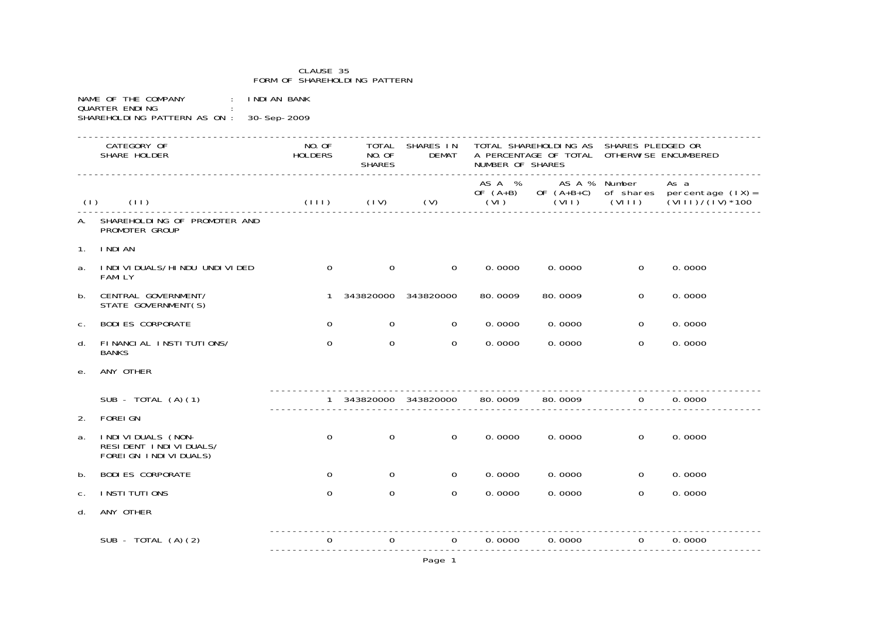CLAUSE 35
FORM OF SHAREHOLDING PATTERN

NAME OF THE COMPANY : INDIAN BANK
QUARTER ENDING :
SHAREHOLDING PATTERN AS ON : 30-Sep-2009

| CATEGORY OF SHARE HOLDER | | NO. OF HOLDERS | TOTAL NO. OF SHARES | SHARES IN DEMAT | TOTAL SHAREHOLDING AS A PERCENTAGE OF TOTAL NUMBER OF SHARES | | SHARES PLEDGED OR OTHERWISE ENCUMBERED | |
|---|---|---|---|---|---|---|---|---|
| | | | | | AS A % OF (A+B) | AS A % OF (A+B+C) | Number of shares | As a percentage (IX)=(VIII)/(IV)*100 |
| (I) | (II) | (III) | (IV) | (V) | (VI) | (VII) | (VIII) | |
| A. | SHAREHOLDING OF PROMOTER AND PROMOTER GROUP | | | | | | | |
| 1. | INDIAN | | | | | | | |
| a. | INDIVIDUALS/HINDU UNDIVIDED FAMILY | 0 | 0 | 0 | 0.0000 | 0.0000 | 0 | 0.0000 |
| b. | CENTRAL GOVERNMENT/ STATE GOVERNMENT(S) | 1 | 343820000 | 343820000 | 80.0009 | 80.0009 | 0 | 0.0000 |
| c. | BODIES CORPORATE | 0 | 0 | 0 | 0.0000 | 0.0000 | 0 | 0.0000 |
| d. | FINANCIAL INSTITUTIONS/ BANKS | 0 | 0 | 0 | 0.0000 | 0.0000 | 0 | 0.0000 |
| e. | ANY OTHER | | | | | | | |
| | SUB - TOTAL (A)(1) | 1 | 343820000 | 343820000 | 80.0009 | 80.0009 | 0 | 0.0000 |
| 2. | FOREIGN | | | | | | | |
| a. | INDIVIDUALS (NON-RESIDENT INDIVIDUALS/ FOREIGN INDIVIDUALS) | 0 | 0 | 0 | 0.0000 | 0.0000 | 0 | 0.0000 |
| b. | BODIES CORPORATE | 0 | 0 | 0 | 0.0000 | 0.0000 | 0 | 0.0000 |
| c. | INSTITUTIONS | 0 | 0 | 0 | 0.0000 | 0.0000 | 0 | 0.0000 |
| d. | ANY OTHER | | | | | | | |
| | SUB - TOTAL (A)(2) | 0 | 0 | 0 | 0.0000 | 0.0000 | 0 | 0.0000 |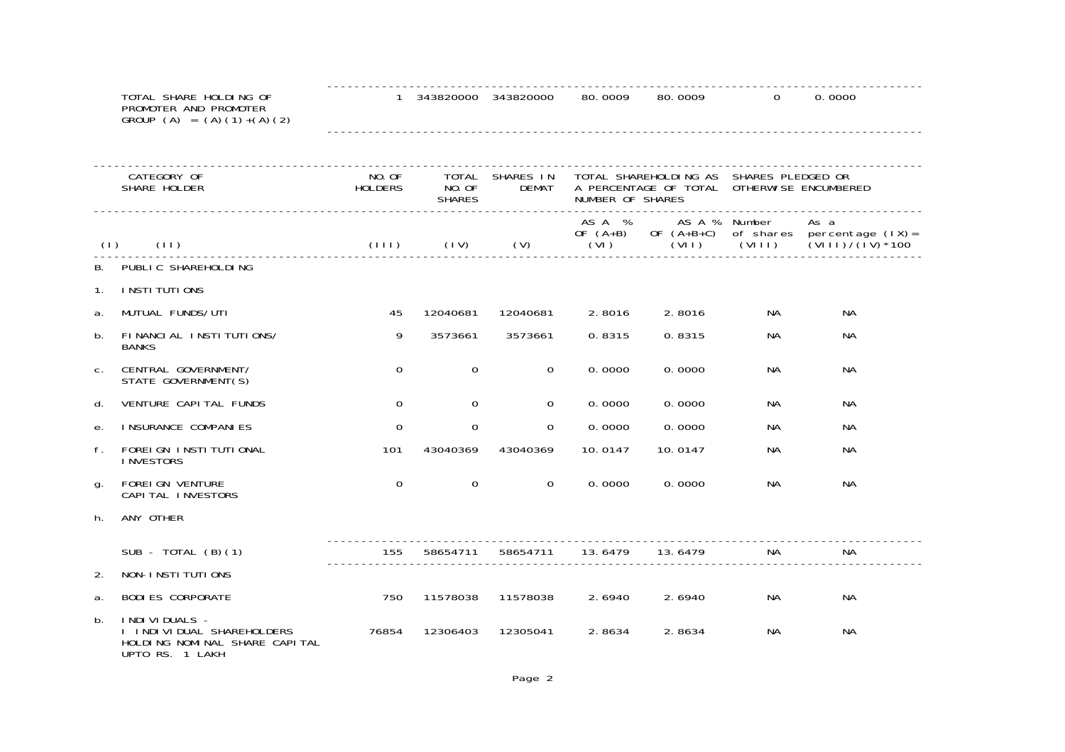| | | | | | | | |
|---|---|---|---|---|---|---|---|
| TOTAL SHARE HOLDING OF PROMOTER AND PROMOTER GROUP (A) = (A)(1)+(A)(2) | 1 | 343820000 | 343820000 | 80.0009 | 80.0009 | 0 | 0.0000 |

| CATEGORY OF SHARE HOLDER | | NO.OF HOLDERS | TOTAL NO.OF SHARES | SHARES IN DEMAT | TOTAL SHAREHOLDING AS A PERCENTAGE OF TOTAL NUMBER OF SHARES | | SHARES PLEDGED OR OTHERWISE ENCUMBERED | |
|---|---|---|---|---|---|---|---|---|
| | | | | | AS A % OF (A+B) | AS A % OF (A+B+C) | Number of shares | As a percentage (IX)= (VIII)/(IV)*100 |
| (I) | (II) | (III) | (IV) | (V) | (VI) | (VII) | (VIII) | |
| B. | PUBLIC SHAREHOLDING | | | | | | | |
| 1. | INSTITUTIONS | | | | | | | |
| a. | MUTUAL FUNDS/UTI | 45 | 12040681 | 12040681 | 2.8016 | 2.8016 | NA | NA |
| b. | FINANCIAL INSTITUTIONS/ BANKS | 9 | 3573661 | 3573661 | 0.8315 | 0.8315 | NA | NA |
| c. | CENTRAL GOVERNMENT/ STATE GOVERNMENT(S) | 0 | 0 | 0 | 0.0000 | 0.0000 | NA | NA |
| d. | VENTURE CAPITAL FUNDS | 0 | 0 | 0 | 0.0000 | 0.0000 | NA | NA |
| e. | INSURANCE COMPANIES | 0 | 0 | 0 | 0.0000 | 0.0000 | NA | NA |
| f. | FOREIGN INSTITUTIONAL INVESTORS | 101 | 43040369 | 43040369 | 10.0147 | 10.0147 | NA | NA |
| g. | FOREIGN VENTURE CAPITAL INVESTORS | 0 | 0 | 0 | 0.0000 | 0.0000 | NA | NA |
| h. | ANY OTHER | | | | | | | |
| | SUB - TOTAL (B)(1) | 155 | 58654711 | 58654711 | 13.6479 | 13.6479 | NA | NA |
| 2. | NON-INSTITUTIONS | | | | | | | |
| a. | BODIES CORPORATE | 750 | 11578038 | 11578038 | 2.6940 | 2.6940 | NA | NA |
| b. | INDIVIDUALS - I INDIVIDUAL SHAREHOLDERS HOLDING NOMINAL SHARE CAPITAL UPTO RS. 1 LAKH | 76854 | 12306403 | 12305041 | 2.8634 | 2.8634 | NA | NA |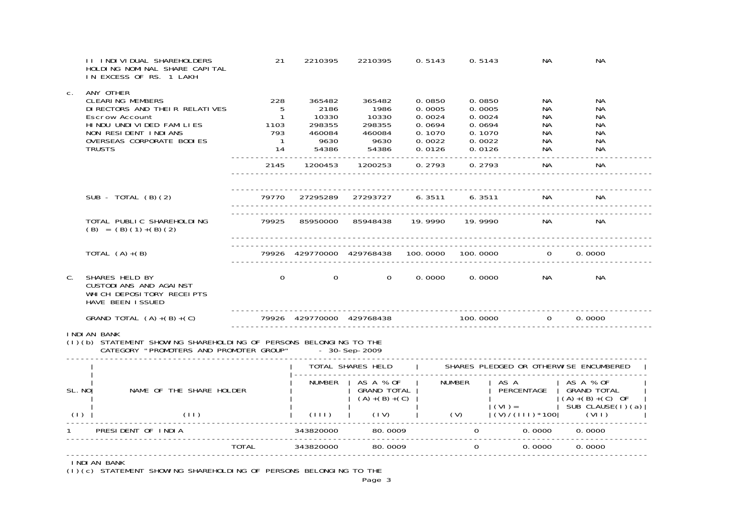| | | | | | | | | |
|---|---|---|---|---|---|---|---|---|
| | II INDIVIDUAL SHAREHOLDERS HOLDING NOMINAL SHARE CAPITAL IN EXCESS OF RS. 1 LAKH | 21 | 2210395 | 2210395 | 0.5143 | 0.5143 | NA | NA |
| c. | ANY OTHER | | | | | | | |
| | CLEARING MEMBERS | 228 | 365482 | 365482 | 0.0850 | 0.0850 | NA | NA |
| | DIRECTORS AND THEIR RELATIVES | 5 | 2186 | 1986 | 0.0005 | 0.0005 | NA | NA |
| | Escrow Account | 1 | 10330 | 10330 | 0.0024 | 0.0024 | NA | NA |
| | HINDU UNDIVIDED FAMILIES | 1103 | 298355 | 298355 | 0.0694 | 0.0694 | NA | NA |
| | NON RESIDENT INDIANS | 793 | 460084 | 460084 | 0.1070 | 0.1070 | NA | NA |
| | OVERSEAS CORPORATE BODIES | 1 | 9630 | 9630 | 0.0022 | 0.0022 | NA | NA |
| | TRUSTS | 14 | 54386 | 54386 | 0.0126 | 0.0126 | NA | NA |
| | | 2145 | 1200453 | 1200253 | 0.2793 | 0.2793 | NA | NA |
| | SUB - TOTAL (B)(2) | 79770 | 27295289 | 27293727 | 6.3511 | 6.3511 | NA | NA |
| | TOTAL PUBLIC SHAREHOLDING (B) = (B)(1)+(B)(2) | 79925 | 85950000 | 85948438 | 19.9990 | 19.9990 | NA | NA |
| | TOTAL (A)+(B) | 79926 | 429770000 | 429768438 | 100.0000 | 100.0000 | 0 | 0.0000 |
| C. | SHARES HELD BY CUSTODIANS AND AGAINST WHICH DEPOSITORY RECEIPTS HAVE BEEN ISSUED | 0 | 0 | 0 | 0.0000 | 0.0000 | NA | NA |
| | GRAND TOTAL (A)+(B)+(C) | 79926 | 429770000 | 429768438 | | 100.0000 | 0 | 0.0000 |

INDIAN BANK

(I)(b) STATEMENT SHOWING SHAREHOLDING OF PERSONS BELONGING TO THE CATEGORY "PROMOTERS AND PROMOTER GROUP" - 30-Sep-2009

| SL.NO | NAME OF THE SHARE HOLDER | TOTAL SHARES HELD | | SHARES PLEDGED OR OTHERWISE ENCUMBERED | | |
|---|---|---|---|---|---|---|
| | | NUMBER | AS A % OF GRAND TOTAL (A)+(B)+(C) | NUMBER | AS A PERCENTAGE (VI)=(V)/(III)*100 | AS A % OF GRAND TOTAL (A)+(B)+(C) OF SUB CLAUSE(I)(a) |
| (I) | (II) | (III) | (IV) | (V) | | (VII) |
| 1 | PRESIDENT OF INDIA | 343820000 | 80.0009 | 0 | 0.0000 | 0.0000 |
| | TOTAL | 343820000 | 80.0009 | 0 | 0.0000 | 0.0000 |

INDIAN BANK

(I)(c) STATEMENT SHOWING SHAREHOLDING OF PERSONS BELONGING TO THE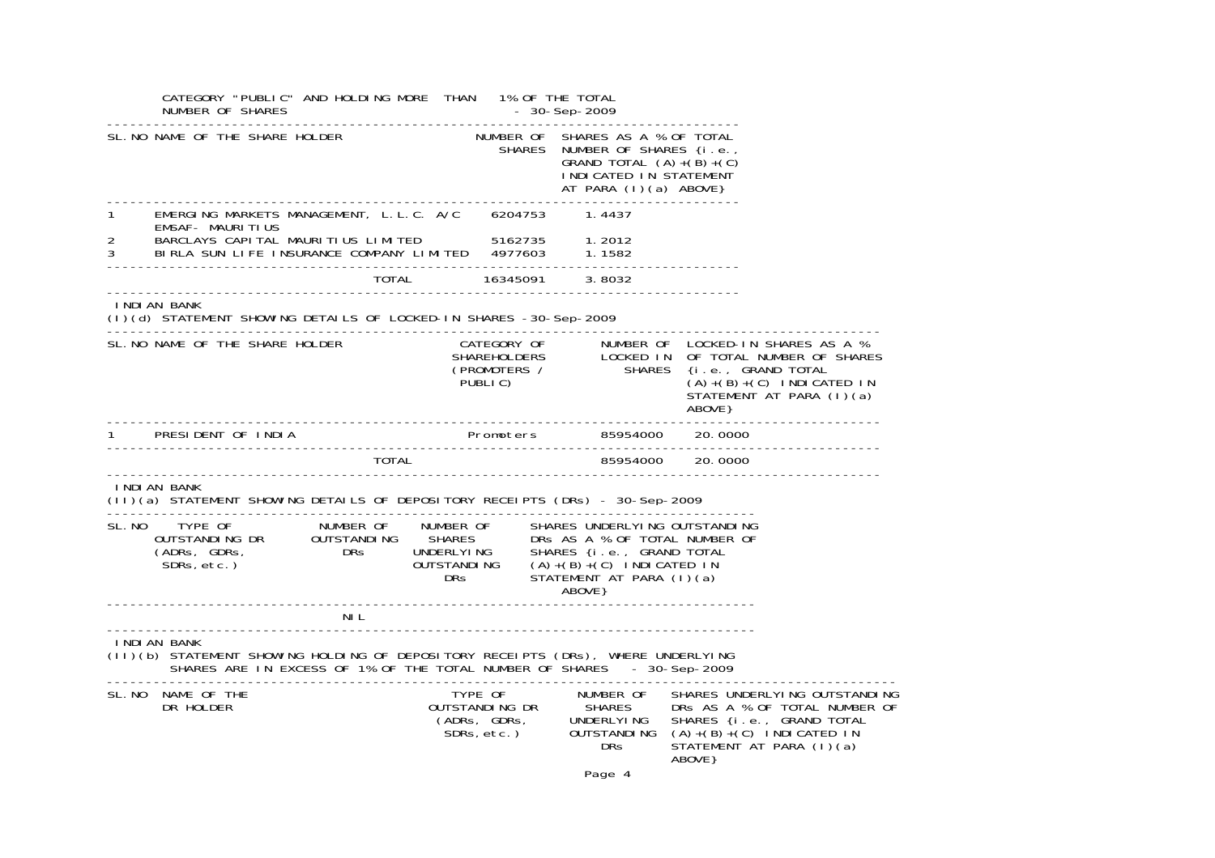CATEGORY "PUBLIC" AND HOLDING MORE THAN 1% OF THE TOTAL NUMBER OF SHARES - 30-Sep-2009

| SL.NO | NAME OF THE SHARE HOLDER | NUMBER OF SHARES | SHARES AS A % OF TOTAL NUMBER OF SHARES {i.e., GRAND TOTAL (A)+(B)+(C) INDICATED IN STATEMENT AT PARA (I)(a) ABOVE} |
|---|---|---|---|
| 1 | EMERGING MARKETS MANAGEMENT, L.L.C. A/C EMSAF- MAURITIUS | 6204753 | 1.4437 |
| 2 | BARCLAYS CAPITAL MAURITIUS LIMITED | 5162735 | 1.2012 |
| 3 | BIRLA SUN LIFE INSURANCE COMPANY LIMITED | 4977603 | 1.1582 |
| | TOTAL | 16345091 | 3.8032 |

INDIAN BANK

(I)(d) STATEMENT SHOWING DETAILS OF LOCKED-IN SHARES - 30-Sep-2009

| SL.NO | NAME OF THE SHARE HOLDER | CATEGORY OF SHAREHOLDERS (PROMOTERS / PUBLIC) | NUMBER OF LOCKED IN SHARES | LOCKED-IN SHARES AS A % OF TOTAL NUMBER OF SHARES {i.e., GRAND TOTAL (A)+(B)+(C) INDICATED IN STATEMENT AT PARA (I)(a) ABOVE} |
|---|---|---|---|---|
| 1 | PRESIDENT OF INDIA | Promoters | 85954000 | 20.0000 |
| | TOTAL | | 85954000 | 20.0000 |

INDIAN BANK

(II)(a) STATEMENT SHOWING DETAILS OF DEPOSITORY RECEIPTS (DRs) - 30-Sep-2009

| SL.NO | TYPE OF OUTSTANDING DR (ADRs, GDRs, SDRs,etc.) | NUMBER OF OUTSTANDING DRs | NUMBER OF SHARES UNDERLYING OUTSTANDING DRs | SHARES UNDERLYING OUTSTANDING DRs AS A % OF TOTAL NUMBER OF SHARES {i.e., GRAND TOTAL (A)+(B)+(C) INDICATED IN STATEMENT AT PARA (I)(a) ABOVE} |
|---|---|---|---|---|
| | | NIL | | |

INDIAN BANK

(II)(b) STATEMENT SHOWING HOLDING OF DEPOSITORY RECEIPTS (DRs), WHERE UNDERLYING SHARES ARE IN EXCESS OF 1% OF THE TOTAL NUMBER OF SHARES - 30-Sep-2009

| SL.NO | NAME OF THE DR HOLDER | TYPE OF OUTSTANDING DR (ADRs, GDRs, SDRs,etc.) | NUMBER OF SHARES UNDERLYING OUTSTANDING DRs | SHARES UNDERLYING OUTSTANDING DRs AS A % OF TOTAL NUMBER OF SHARES {i.e., GRAND TOTAL (A)+(B)+(C) INDICATED IN STATEMENT AT PARA (I)(a) ABOVE} |
|---|---|---|---|---|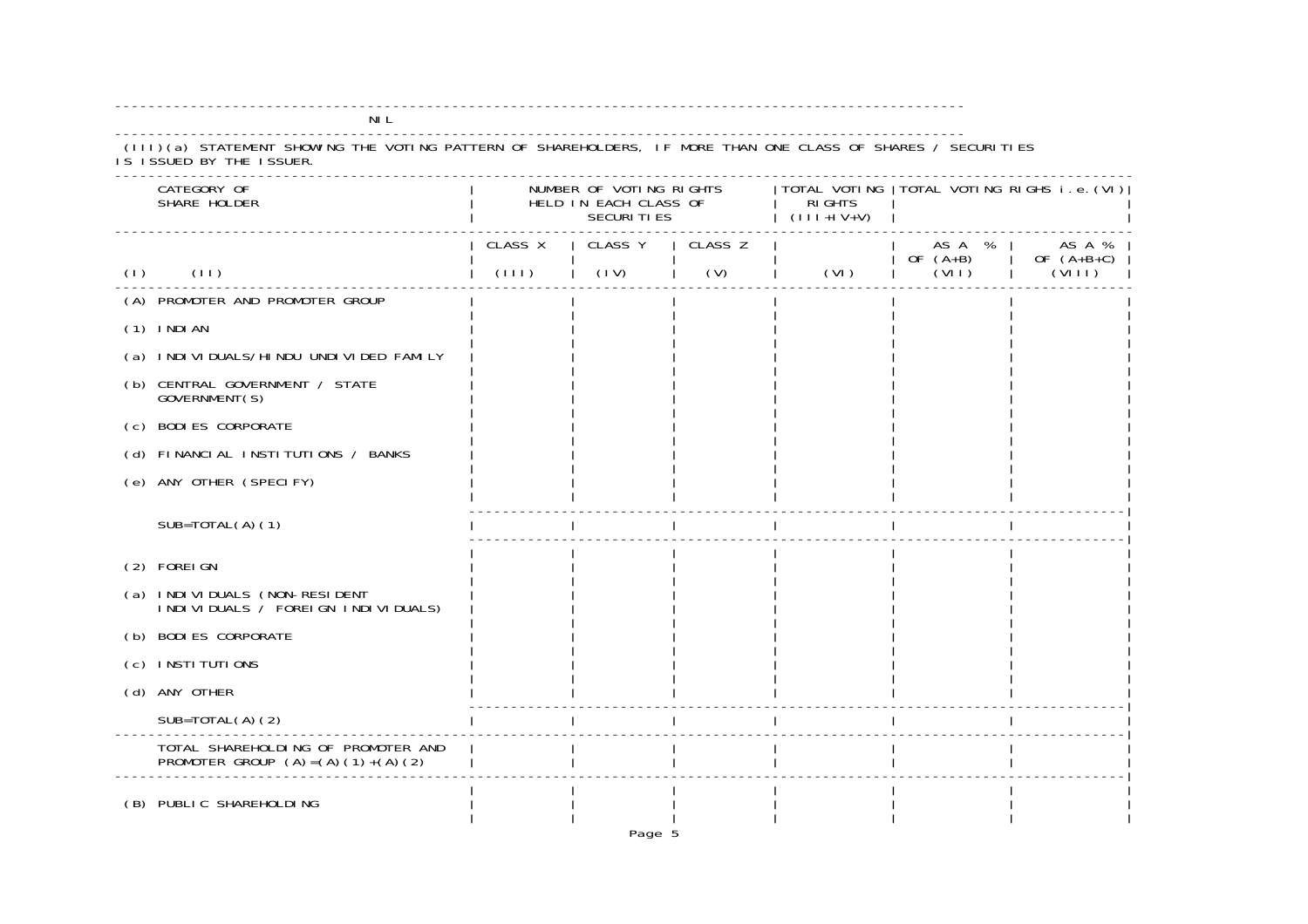NIL

(III)(a) STATEMENT SHOWING THE VOTING PATTERN OF SHAREHOLDERS, IF MORE THAN ONE CLASS OF SHARES / SECURITIES IS ISSUED BY THE ISSUER.

| CATEGORY OF SHARE HOLDER | | NUMBER OF VOTING RIGHTS HELD IN EACH CLASS OF SECURITIES | | | TOTAL VOTING RIGHTS (III+IV+V) | TOTAL VOTING RIGHS i.e.(VI) | |
|---|---|---|---|---|---|---|---|
| | | CLASS X | CLASS Y | CLASS Z | | AS A % OF (A+B) | AS A % OF (A+B+C) |
| (I) | (II) | (III) | (IV) | (V) | (VI) | (VII) | (VIII) |
| (A) | PROMOTER AND PROMOTER GROUP | | | | | | |
| (1) | INDIAN | | | | | | |
| (a) | INDIVIDUALS/HINDU UNDIVIDED FAMILY | | | | | | |
| (b) | CENTRAL GOVERNMENT / STATE GOVERNMENT(S) | | | | | | |
| (c) | BODIES CORPORATE | | | | | | |
| (d) | FINANCIAL INSTITUTIONS / BANKS | | | | | | |
| (e) | ANY OTHER (SPECIFY) | | | | | | |
| | SUB=TOTAL(A)(1) | | | | | | |
| (2) | FOREIGN | | | | | | |
| (a) | INDIVIDUALS (NON-RESIDENT INDIVIDUALS / FOREIGN INDIVIDUALS) | | | | | | |
| (b) | BODIES CORPORATE | | | | | | |
| (c) | INSTITUTIONS | | | | | | |
| (d) | ANY OTHER | | | | | | |
| | SUB=TOTAL(A)(2) | | | | | | |
| | TOTAL SHAREHOLDING OF PROMOTER AND PROMOTER GROUP (A)=(A)(1)+(A)(2) | | | | | | |
| (B) | PUBLIC SHAREHOLDING | | | | | | |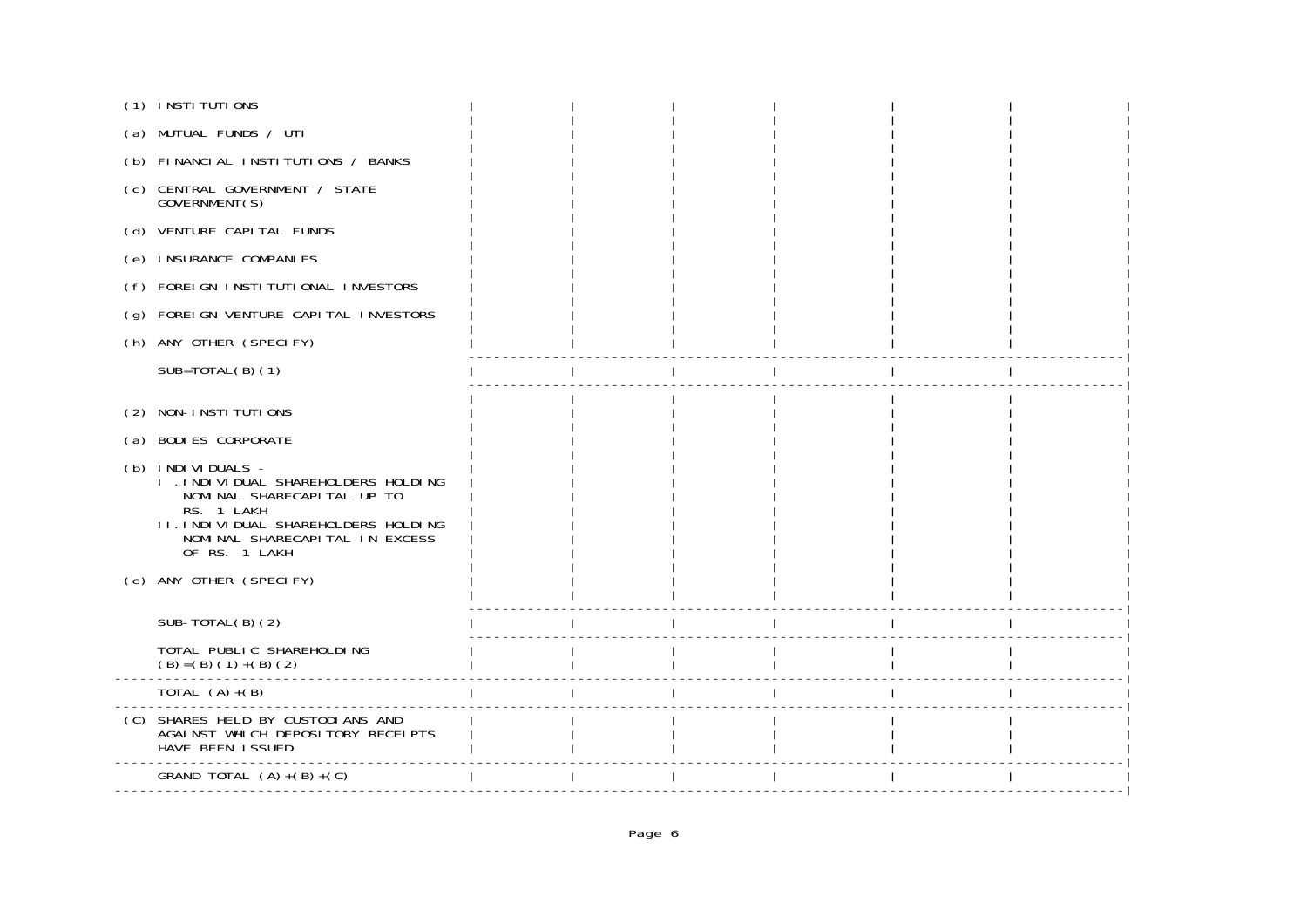| | | | | | | |
|---|---|---|---|---|---|---|
| (1) INSTITUTIONS | | | | | | |
| (a) MUTUAL FUNDS / UTI | | | | | | |
| (b) FINANCIAL INSTITUTIONS / BANKS | | | | | | |
| (c) CENTRAL GOVERNMENT / STATE GOVERNMENT(S) | | | | | | |
| (d) VENTURE CAPITAL FUNDS | | | | | | |
| (e) INSURANCE COMPANIES | | | | | | |
| (f) FOREIGN INSTITUTIONAL INVESTORS | | | | | | |
| (g) FOREIGN VENTURE CAPITAL INVESTORS | | | | | | |
| (h) ANY OTHER (SPECIFY) | | | | | | |
| SUB=TOTAL(B)(1) | | | | | | |
| (2) NON-INSTITUTIONS | | | | | | |
| (a) BODIES CORPORATE | | | | | | |
| (b) INDIVIDUALS - I .INDIVIDUAL SHAREHOLDERS HOLDING NOMINAL SHARECAPITAL UP TO RS. 1 LAKH II.INDIVIDUAL SHAREHOLDERS HOLDING NOMINAL SHARECAPITAL IN EXCESS OF RS. 1 LAKH | | | | | | |
| (c) ANY OTHER (SPECIFY) | | | | | | |
| SUB-TOTAL(B)(2) | | | | | | |
| TOTAL PUBLIC SHAREHOLDING (B)=(B)(1)+(B)(2) | | | | | | |
| TOTAL (A)+(B) | | | | | | |
| (C) SHARES HELD BY CUSTODIANS AND AGAINST WHICH DEPOSITORY RECEIPTS HAVE BEEN ISSUED | | | | | | |
| GRAND TOTAL (A)+(B)+(C) | | | | | | |